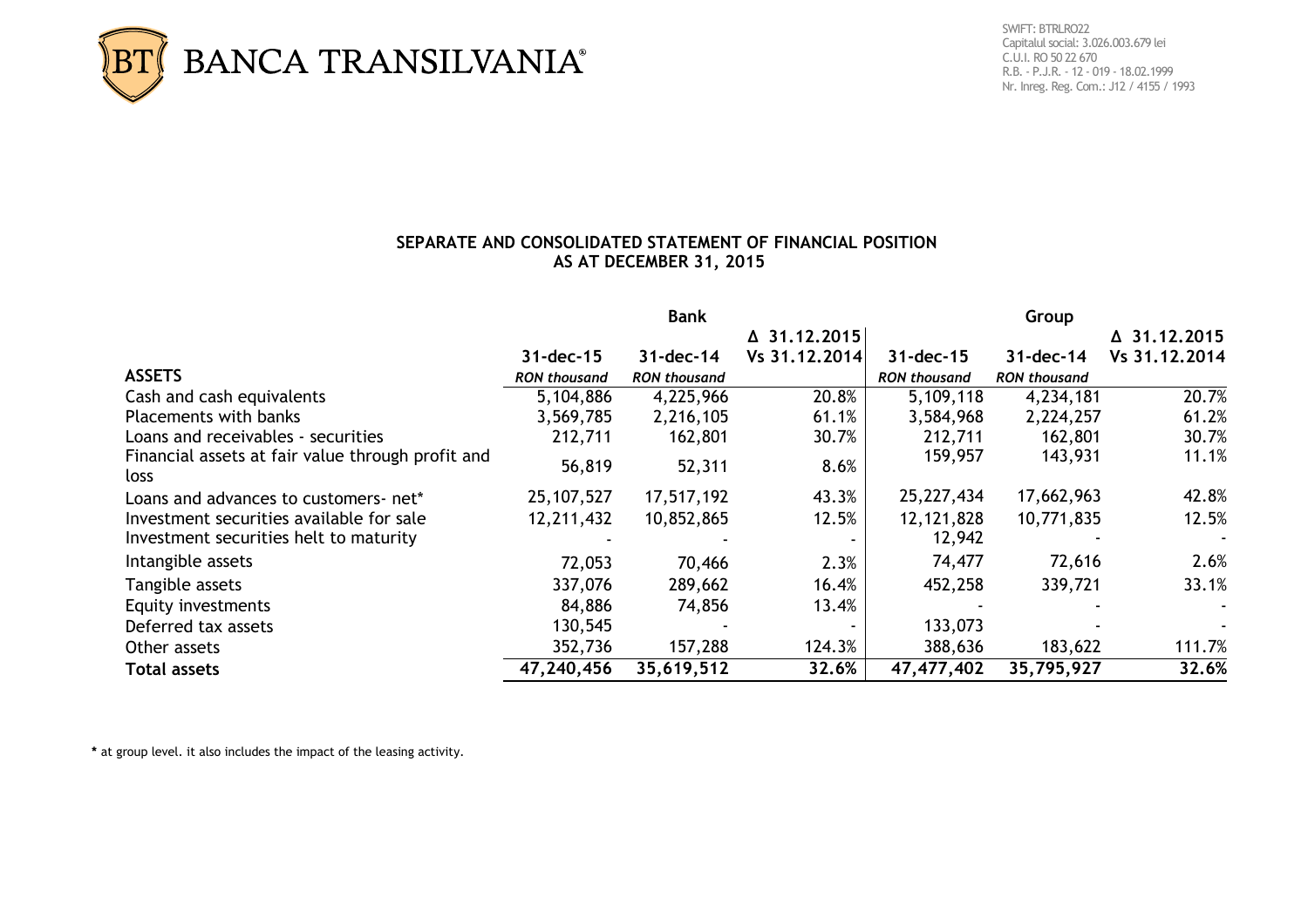BANCA TRANSILVANIA®

SWIFT: BTRLRO22
Capitalul social: 3.026.003.679 lei
C.U.I. RO 50 22 670
R.B. - P.J.R. - 12 - 019 - 18.02.1999
Nr. Inreg. Reg. Com.: J12 / 4155 / 1993

## SEPARATE AND CONSOLIDATED STATEMENT OF FINANCIAL POSITION AS AT DECEMBER 31, 2015

| | Bank | | | Group | | |
|---|---|---|---|---|---|---|
| | 31-dec-15 | 31-dec-14 | Δ 31.12.2015 Vs 31.12.2014 | 31-dec-15 | 31-dec-14 | Δ 31.12.2015 Vs 31.12.2014 |
| **ASSETS** | *RON thousand* | *RON thousand* | | *RON thousand* | *RON thousand* | |
| Cash and cash equivalents | 5,104,886 | 4,225,966 | 20.8% | 5,109,118 | 4,234,181 | 20.7% |
| Placements with banks | 3,569,785 | 2,216,105 | 61.1% | 3,584,968 | 2,224,257 | 61.2% |
| Loans and receivables - securities | 212,711 | 162,801 | 30.7% | 212,711 | 162,801 | 30.7% |
| Financial assets at fair value through profit and loss | 56,819 | 52,311 | 8.6% | 159,957 | 143,931 | 11.1% |
| Loans and advances to customers- net* | 25,107,527 | 17,517,192 | 43.3% | 25,227,434 | 17,662,963 | 42.8% |
| Investment securities available for sale | 12,211,432 | 10,852,865 | 12.5% | 12,121,828 | 10,771,835 | 12.5% |
| Investment securities helt to maturity | - | - | - | 12,942 | - | - |
| Intangible assets | 72,053 | 70,466 | 2.3% | 74,477 | 72,616 | 2.6% |
| Tangible assets | 337,076 | 289,662 | 16.4% | 452,258 | 339,721 | 33.1% |
| Equity investments | 84,886 | 74,856 | 13.4% | - | - | - |
| Deferred tax assets | 130,545 | - | - | 133,073 | - | - |
| Other assets | 352,736 | 157,288 | 124.3% | 388,636 | 183,622 | 111.7% |
| **Total assets** | **47,240,456** | **35,619,512** | **32.6%** | **47,477,402** | **35,795,927** | **32.6%** |

**\*** at group level. it also includes the impact of the leasing activity.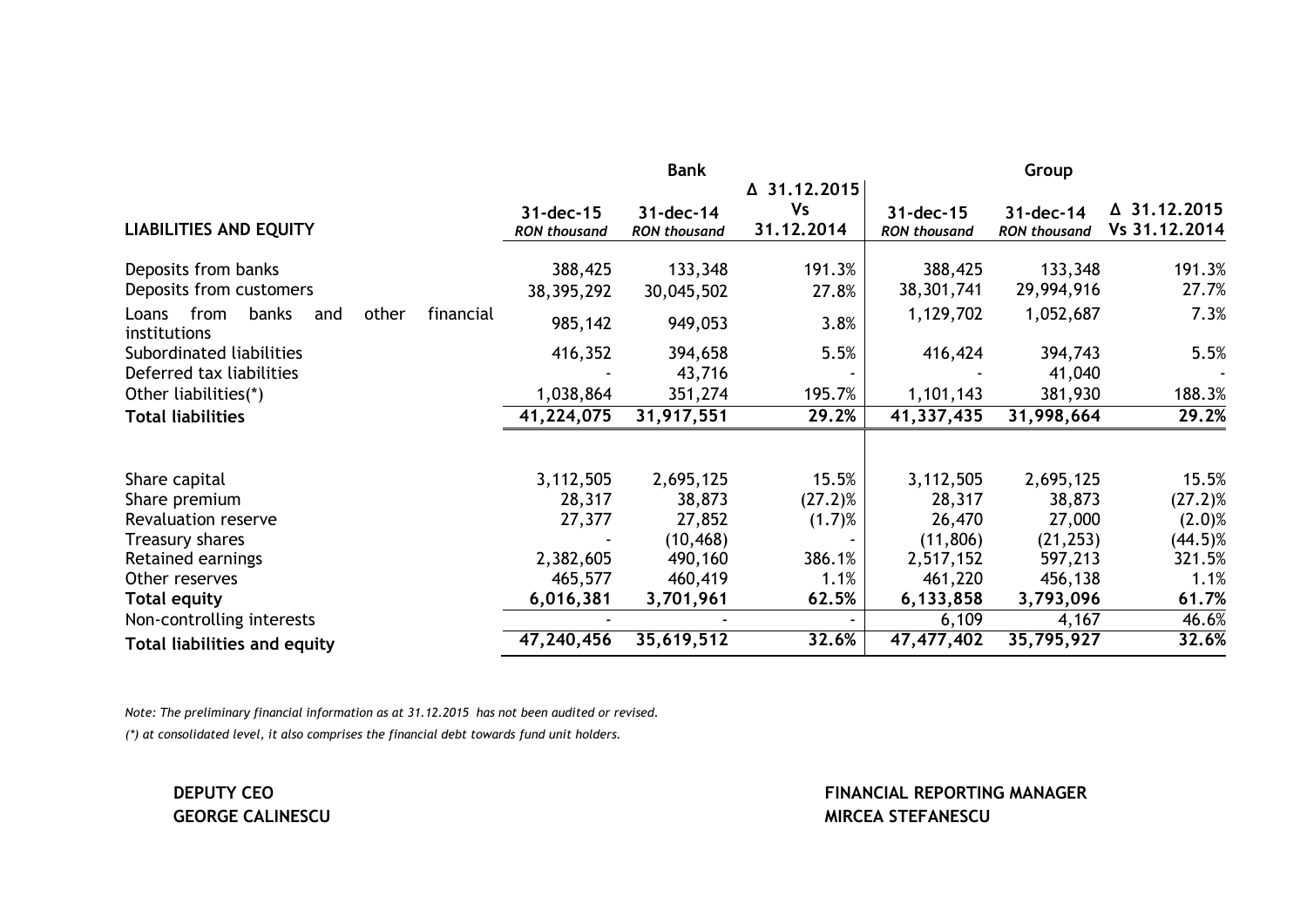| LIABILITIES AND EQUITY | Bank | | | Group | | |
|---|---|---|---|---|---|---|
| | 31-dec-15 *RON thousand* | 31-dec-14 *RON thousand* | Δ 31.12.2015 Vs 31.12.2014 | 31-dec-15 *RON thousand* | 31-dec-14 *RON thousand* | Δ 31.12.2015 Vs 31.12.2014 |
| Deposits from banks | 388,425 | 133,348 | 191.3% | 388,425 | 133,348 | 191.3% |
| Deposits from customers | 38,395,292 | 30,045,502 | 27.8% | 38,301,741 | 29,994,916 | 27.7% |
| Loans from banks and other financial institutions | 985,142 | 949,053 | 3.8% | 1,129,702 | 1,052,687 | 7.3% |
| Subordinated liabilities | 416,352 | 394,658 | 5.5% | 416,424 | 394,743 | 5.5% |
| Deferred tax liabilities | - | 43,716 | - | - | 41,040 | - |
| Other liabilities(*) | 1,038,864 | 351,274 | 195.7% | 1,101,143 | 381,930 | 188.3% |
| **Total liabilities** | **41,224,075** | **31,917,551** | **29.2%** | **41,337,435** | **31,998,664** | **29.2%** |
| | | | | | | |
| Share capital | 3,112,505 | 2,695,125 | 15.5% | 3,112,505 | 2,695,125 | 15.5% |
| Share premium | 28,317 | 38,873 | (27.2)% | 28,317 | 38,873 | (27.2)% |
| Revaluation reserve | 27,377 | 27,852 | (1.7)% | 26,470 | 27,000 | (2.0)% |
| Treasury shares | - | (10,468) | - | (11,806) | (21,253) | (44.5)% |
| Retained earnings | 2,382,605 | 490,160 | 386.1% | 2,517,152 | 597,213 | 321.5% |
| Other reserves | 465,577 | 460,419 | 1.1% | 461,220 | 456,138 | 1.1% |
| **Total equity** | **6,016,381** | **3,701,961** | **62.5%** | **6,133,858** | **3,793,096** | **61.7%** |
| Non-controlling interests | - | - | - | 6,109 | 4,167 | 46.6% |
| **Total liabilities and equity** | **47,240,456** | **35,619,512** | **32.6%** | **47,477,402** | **35,795,927** | **32.6%** |

*Note: The preliminary financial information as at 31.12.2015 has not been audited or revised.*

*(\*) at consolidated level, it also comprises the financial debt towards fund unit holders.*

**DEPUTY CEO**
**GEORGE CALINESCU**

**FINANCIAL REPORTING MANAGER**
**MIRCEA STEFANESCU**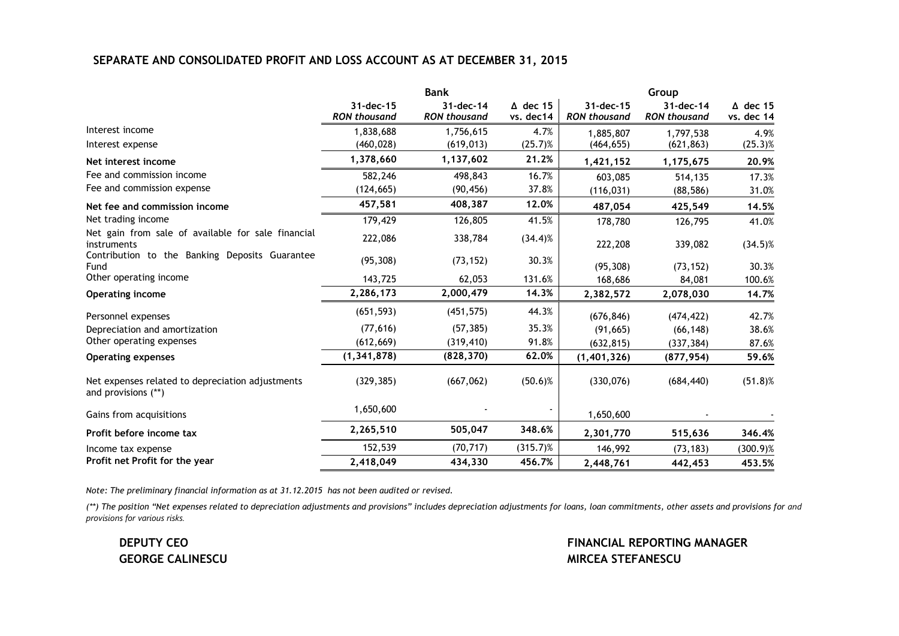## SEPARATE AND CONSOLIDATED PROFIT AND LOSS ACCOUNT AS AT DECEMBER 31, 2015

| | Bank | | | Group | | |
|---|---|---|---|---|---|---|
| | 31-dec-15 *RON thousand* | 31-dec-14 *RON thousand* | Δ dec 15 vs. dec14 | 31-dec-15 *RON thousand* | 31-dec-14 *RON thousand* | Δ dec 15 vs. dec 14 |
| Interest income | 1,838,688 | 1,756,615 | 4.7% | 1,885,807 | 1,797,538 | 4.9% |
| Interest expense | (460,028) | (619,013) | (25.7)% | (464,655) | (621,863) | (25.3)% |
| **Net interest income** | **1,378,660** | **1,137,602** | **21.2%** | **1,421,152** | **1,175,675** | **20.9%** |
| Fee and commission income | 582,246 | 498,843 | 16.7% | 603,085 | 514,135 | 17.3% |
| Fee and commission expense | (124,665) | (90,456) | 37.8% | (116,031) | (88,586) | 31.0% |
| **Net fee and commission income** | **457,581** | **408,387** | **12.0%** | **487,054** | **425,549** | **14.5%** |
| Net trading income | 179,429 | 126,805 | 41.5% | 178,780 | 126,795 | 41.0% |
| Net gain from sale of available for sale financial instruments | 222,086 | 338,784 | (34.4)% | 222,208 | 339,082 | (34.5)% |
| Contribution to the Banking Deposits Guarantee Fund | (95,308) | (73,152) | 30.3% | (95,308) | (73,152) | 30.3% |
| Other operating income | 143,725 | 62,053 | 131.6% | 168,686 | 84,081 | 100.6% |
| **Operating income** | **2,286,173** | **2,000,479** | **14.3%** | **2,382,572** | **2,078,030** | **14.7%** |
| Personnel expenses | (651,593) | (451,575) | 44.3% | (676,846) | (474,422) | 42.7% |
| Depreciation and amortization | (77,616) | (57,385) | 35.3% | (91,665) | (66,148) | 38.6% |
| Other operating expenses | (612,669) | (319,410) | 91.8% | (632,815) | (337,384) | 87.6% |
| **Operating expenses** | **(1,341,878)** | **(828,370)** | **62.0%** | **(1,401,326)** | **(877,954)** | **59.6%** |
| Net expenses related to depreciation adjustments and provisions (**) | (329,385) | (667,062) | (50.6)% | (330,076) | (684,440) | (51.8)% |
| Gains from acquisitions | 1,650,600 | - | - | 1,650,600 | - | - |
| **Profit before income tax** | **2,265,510** | **505,047** | **348.6%** | **2,301,770** | **515,636** | **346.4%** |
| Income tax expense | 152,539 | (70,717) | (315.7)% | 146,992 | (73,183) | (300.9)% |
| **Profit net Profit for the year** | **2,418,049** | **434,330** | **456.7%** | **2,448,761** | **442,453** | **453.5%** |

*Note: The preliminary financial information as at 31.12.2015 has not been audited or revised.*

*(**) The position "Net expenses related to depreciation adjustments and provisions" includes depreciation adjustments for loans, loan commitments, other assets and provisions for and provisions for various risks.*

**DEPUTY CEO**
**GEORGE CALINESCU**

**FINANCIAL REPORTING MANAGER**
**MIRCEA STEFANESCU**